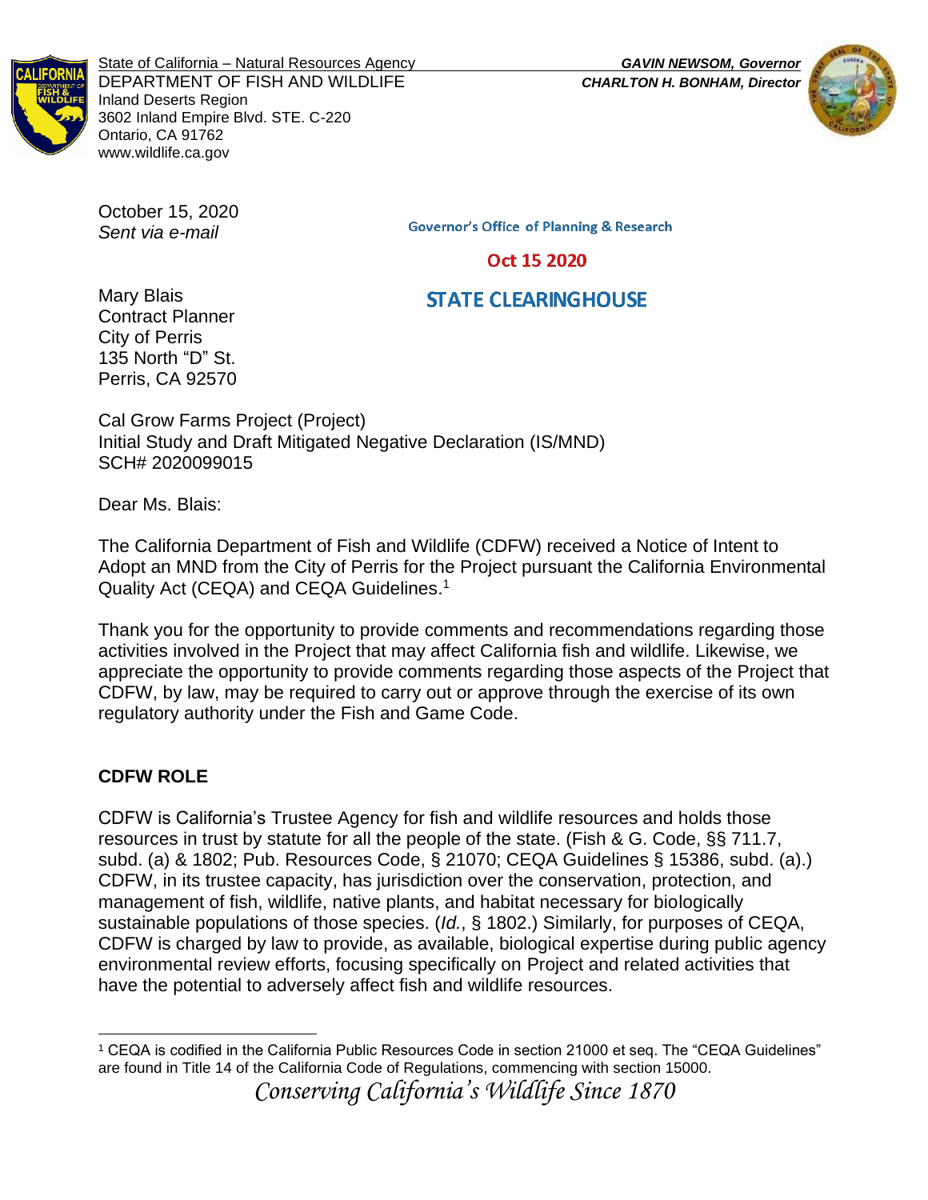State of California – Natural Resources Agency
DEPARTMENT OF FISH AND WILDLIFE
Inland Deserts Region
3602 Inland Empire Blvd. STE. C-220
Ontario, CA 91762
www.wildlife.ca.gov

***GAVIN NEWSOM, Governor***
***CHARLTON H. BONHAM, Director***

October 15, 2020
*Sent via e-mail*

Governor's Office of Planning & Research

Oct 15 2020

STATE CLEARINGHOUSE

Mary Blais
Contract Planner
City of Perris
135 North "D" St.
Perris, CA 92570

Cal Grow Farms Project (Project)
Initial Study and Draft Mitigated Negative Declaration (IS/MND)
SCH# 2020099015

Dear Ms. Blais:

The California Department of Fish and Wildlife (CDFW) received a Notice of Intent to Adopt an MND from the City of Perris for the Project pursuant the California Environmental Quality Act (CEQA) and CEQA Guidelines.[1]

Thank you for the opportunity to provide comments and recommendations regarding those activities involved in the Project that may affect California fish and wildlife. Likewise, we appreciate the opportunity to provide comments regarding those aspects of the Project that CDFW, by law, may be required to carry out or approve through the exercise of its own regulatory authority under the Fish and Game Code.

## CDFW ROLE

CDFW is California's Trustee Agency for fish and wildlife resources and holds those resources in trust by statute for all the people of the state. (Fish & G. Code, §§ 711.7, subd. (a) & 1802; Pub. Resources Code, § 21070; CEQA Guidelines § 15386, subd. (a).) CDFW, in its trustee capacity, has jurisdiction over the conservation, protection, and management of fish, wildlife, native plants, and habitat necessary for biologically sustainable populations of those species. (*Id.*, § 1802.) Similarly, for purposes of CEQA, CDFW is charged by law to provide, as available, biological expertise during public agency environmental review efforts, focusing specifically on Project and related activities that have the potential to adversely affect fish and wildlife resources.

[1] CEQA is codified in the California Public Resources Code in section 21000 et seq. The "CEQA Guidelines" are found in Title 14 of the California Code of Regulations, commencing with section 15000.

*Conserving California's Wildlife Since 1870*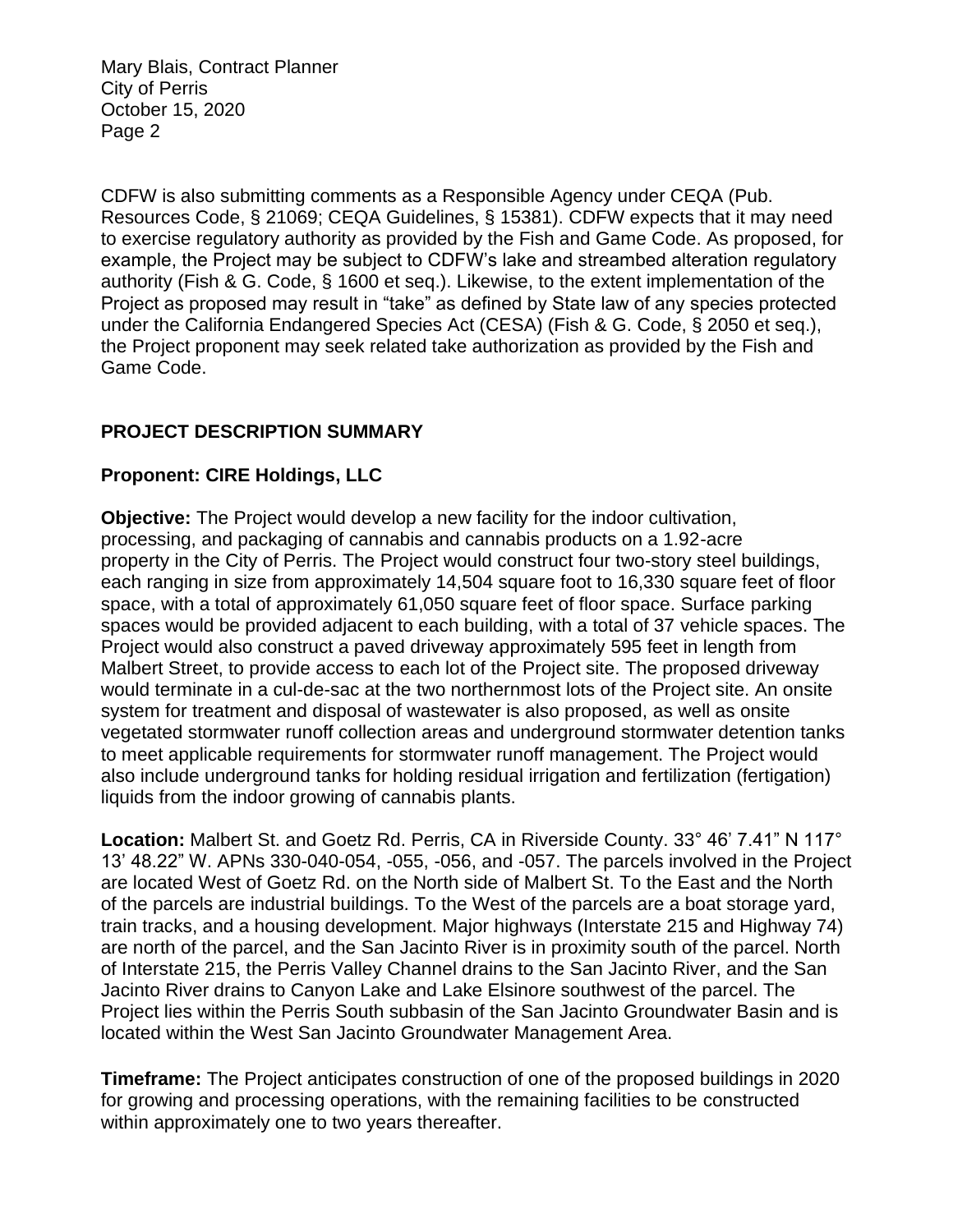CDFW is also submitting comments as a Responsible Agency under CEQA (Pub. Resources Code, § 21069; CEQA Guidelines, § 15381). CDFW expects that it may need to exercise regulatory authority as provided by the Fish and Game Code. As proposed, for example, the Project may be subject to CDFW's lake and streambed alteration regulatory authority (Fish & G. Code, § 1600 et seq.). Likewise, to the extent implementation of the Project as proposed may result in "take" as defined by State law of any species protected under the California Endangered Species Act (CESA) (Fish & G. Code, § 2050 et seq.), the Project proponent may seek related take authorization as provided by the Fish and Game Code.

## PROJECT DESCRIPTION SUMMARY

### Proponent: CIRE Holdings, LLC

**Objective:** The Project would develop a new facility for the indoor cultivation, processing, and packaging of cannabis and cannabis products on a 1.92-acre property in the City of Perris. The Project would construct four two-story steel buildings, each ranging in size from approximately 14,504 square foot to 16,330 square feet of floor space, with a total of approximately 61,050 square feet of floor space. Surface parking spaces would be provided adjacent to each building, with a total of 37 vehicle spaces. The Project would also construct a paved driveway approximately 595 feet in length from Malbert Street, to provide access to each lot of the Project site. The proposed driveway would terminate in a cul-de-sac at the two northernmost lots of the Project site. An onsite system for treatment and disposal of wastewater is also proposed, as well as onsite vegetated stormwater runoff collection areas and underground stormwater detention tanks to meet applicable requirements for stormwater runoff management. The Project would also include underground tanks for holding residual irrigation and fertilization (fertigation) liquids from the indoor growing of cannabis plants.

**Location:** Malbert St. and Goetz Rd. Perris, CA in Riverside County. 33° 46' 7.41" N 117° 13' 48.22" W. APNs 330-040-054, -055, -056, and -057. The parcels involved in the Project are located West of Goetz Rd. on the North side of Malbert St. To the East and the North of the parcels are industrial buildings. To the West of the parcels are a boat storage yard, train tracks, and a housing development. Major highways (Interstate 215 and Highway 74) are north of the parcel, and the San Jacinto River is in proximity south of the parcel. North of Interstate 215, the Perris Valley Channel drains to the San Jacinto River, and the San Jacinto River drains to Canyon Lake and Lake Elsinore southwest of the parcel. The Project lies within the Perris South subbasin of the San Jacinto Groundwater Basin and is located within the West San Jacinto Groundwater Management Area.

**Timeframe:** The Project anticipates construction of one of the proposed buildings in 2020 for growing and processing operations, with the remaining facilities to be constructed within approximately one to two years thereafter.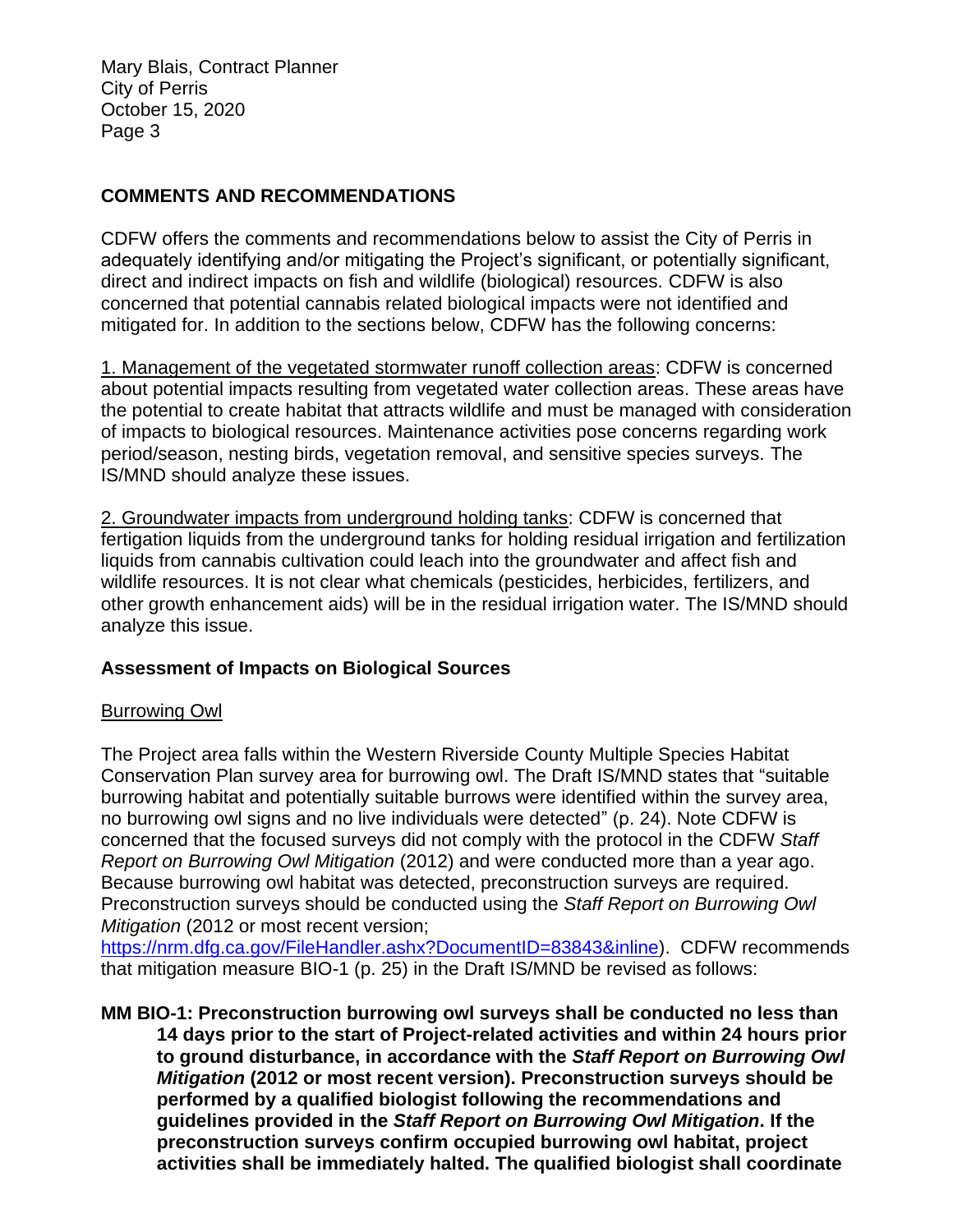## COMMENTS AND RECOMMENDATIONS

CDFW offers the comments and recommendations below to assist the City of Perris in adequately identifying and/or mitigating the Project's significant, or potentially significant, direct and indirect impacts on fish and wildlife (biological) resources. CDFW is also concerned that potential cannabis related biological impacts were not identified and mitigated for. In addition to the sections below, CDFW has the following concerns:

1. Management of the vegetated stormwater runoff collection areas: CDFW is concerned about potential impacts resulting from vegetated water collection areas. These areas have the potential to create habitat that attracts wildlife and must be managed with consideration of impacts to biological resources. Maintenance activities pose concerns regarding work period/season, nesting birds, vegetation removal, and sensitive species surveys. The IS/MND should analyze these issues.

2. Groundwater impacts from underground holding tanks: CDFW is concerned that fertigation liquids from the underground tanks for holding residual irrigation and fertilization liquids from cannabis cultivation could leach into the groundwater and affect fish and wildlife resources. It is not clear what chemicals (pesticides, herbicides, fertilizers, and other growth enhancement aids) will be in the residual irrigation water. The IS/MND should analyze this issue.

### Assessment of Impacts on Biological Sources

Burrowing Owl

The Project area falls within the Western Riverside County Multiple Species Habitat Conservation Plan survey area for burrowing owl. The Draft IS/MND states that "suitable burrowing habitat and potentially suitable burrows were identified within the survey area, no burrowing owl signs and no live individuals were detected" (p. 24). Note CDFW is concerned that the focused surveys did not comply with the protocol in the CDFW *Staff Report on Burrowing Owl Mitigation* (2012) and were conducted more than a year ago. Because burrowing owl habitat was detected, preconstruction surveys are required. Preconstruction surveys should be conducted using the *Staff Report on Burrowing Owl Mitigation* (2012 or most recent version; https://nrm.dfg.ca.gov/FileHandler.ashx?DocumentID=83843&inline). CDFW recommends that mitigation measure BIO-1 (p. 25) in the Draft IS/MND be revised as follows:

**MM BIO-1: Preconstruction burrowing owl surveys shall be conducted no less than 14 days prior to the start of Project-related activities and within 24 hours prior to ground disturbance, in accordance with the *Staff Report on Burrowing Owl Mitigation* (2012 or most recent version). Preconstruction surveys should be performed by a qualified biologist following the recommendations and guidelines provided in the *Staff Report on Burrowing Owl Mitigation*. If the preconstruction surveys confirm occupied burrowing owl habitat, project activities shall be immediately halted. The qualified biologist shall coordinate**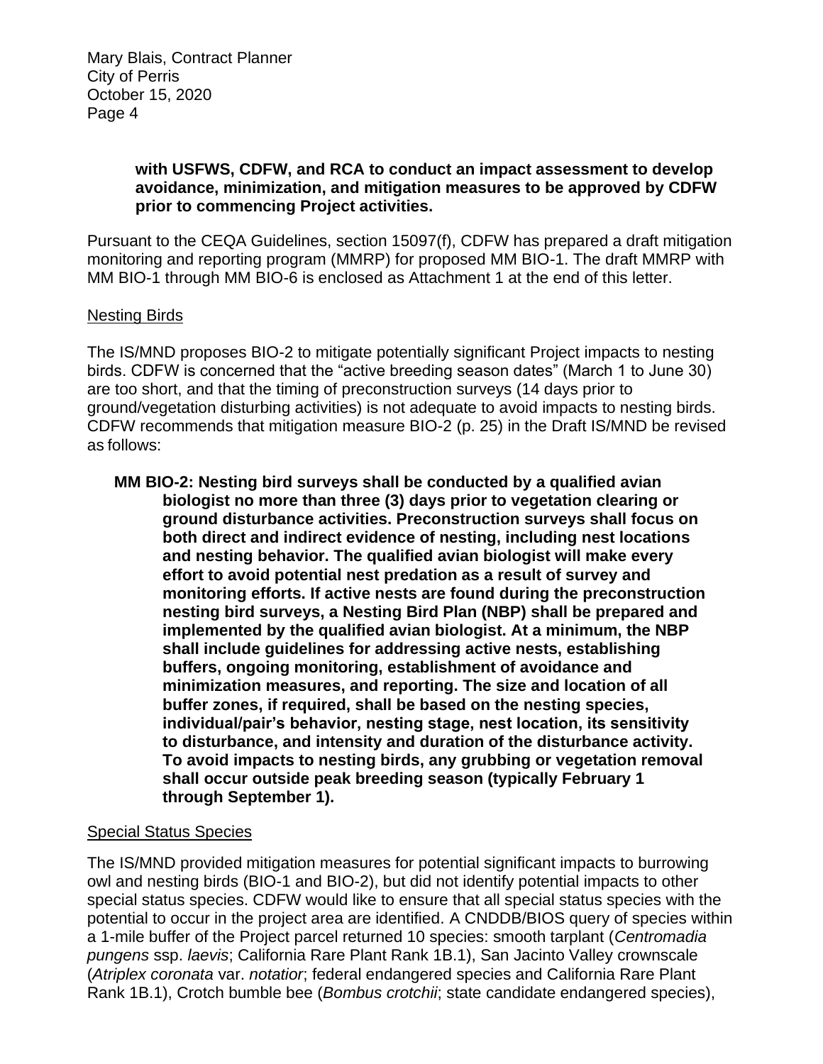**with USFWS, CDFW, and RCA to conduct an impact assessment to develop avoidance, minimization, and mitigation measures to be approved by CDFW prior to commencing Project activities.**

Pursuant to the CEQA Guidelines, section 15097(f), CDFW has prepared a draft mitigation monitoring and reporting program (MMRP) for proposed MM BIO-1. The draft MMRP with MM BIO-1 through MM BIO-6 is enclosed as Attachment 1 at the end of this letter.

Nesting Birds

The IS/MND proposes BIO-2 to mitigate potentially significant Project impacts to nesting birds. CDFW is concerned that the "active breeding season dates" (March 1 to June 30) are too short, and that the timing of preconstruction surveys (14 days prior to ground/vegetation disturbing activities) is not adequate to avoid impacts to nesting birds. CDFW recommends that mitigation measure BIO-2 (p. 25) in the Draft IS/MND be revised as follows:

**MM BIO-2: Nesting bird surveys shall be conducted by a qualified avian biologist no more than three (3) days prior to vegetation clearing or ground disturbance activities. Preconstruction surveys shall focus on both direct and indirect evidence of nesting, including nest locations and nesting behavior. The qualified avian biologist will make every effort to avoid potential nest predation as a result of survey and monitoring efforts. If active nests are found during the preconstruction nesting bird surveys, a Nesting Bird Plan (NBP) shall be prepared and implemented by the qualified avian biologist. At a minimum, the NBP shall include guidelines for addressing active nests, establishing buffers, ongoing monitoring, establishment of avoidance and minimization measures, and reporting. The size and location of all buffer zones, if required, shall be based on the nesting species, individual/pair's behavior, nesting stage, nest location, its sensitivity to disturbance, and intensity and duration of the disturbance activity. To avoid impacts to nesting birds, any grubbing or vegetation removal shall occur outside peak breeding season (typically February 1 through September 1).**

Special Status Species

The IS/MND provided mitigation measures for potential significant impacts to burrowing owl and nesting birds (BIO-1 and BIO-2), but did not identify potential impacts to other special status species. CDFW would like to ensure that all special status species with the potential to occur in the project area are identified. A CNDDB/BIOS query of species within a 1-mile buffer of the Project parcel returned 10 species: smooth tarplant (*Centromadia pungens* ssp. *laevis*; California Rare Plant Rank 1B.1), San Jacinto Valley crownscale (*Atriplex coronata* var. *notatior*; federal endangered species and California Rare Plant Rank 1B.1), Crotch bumble bee (*Bombus crotchii*; state candidate endangered species),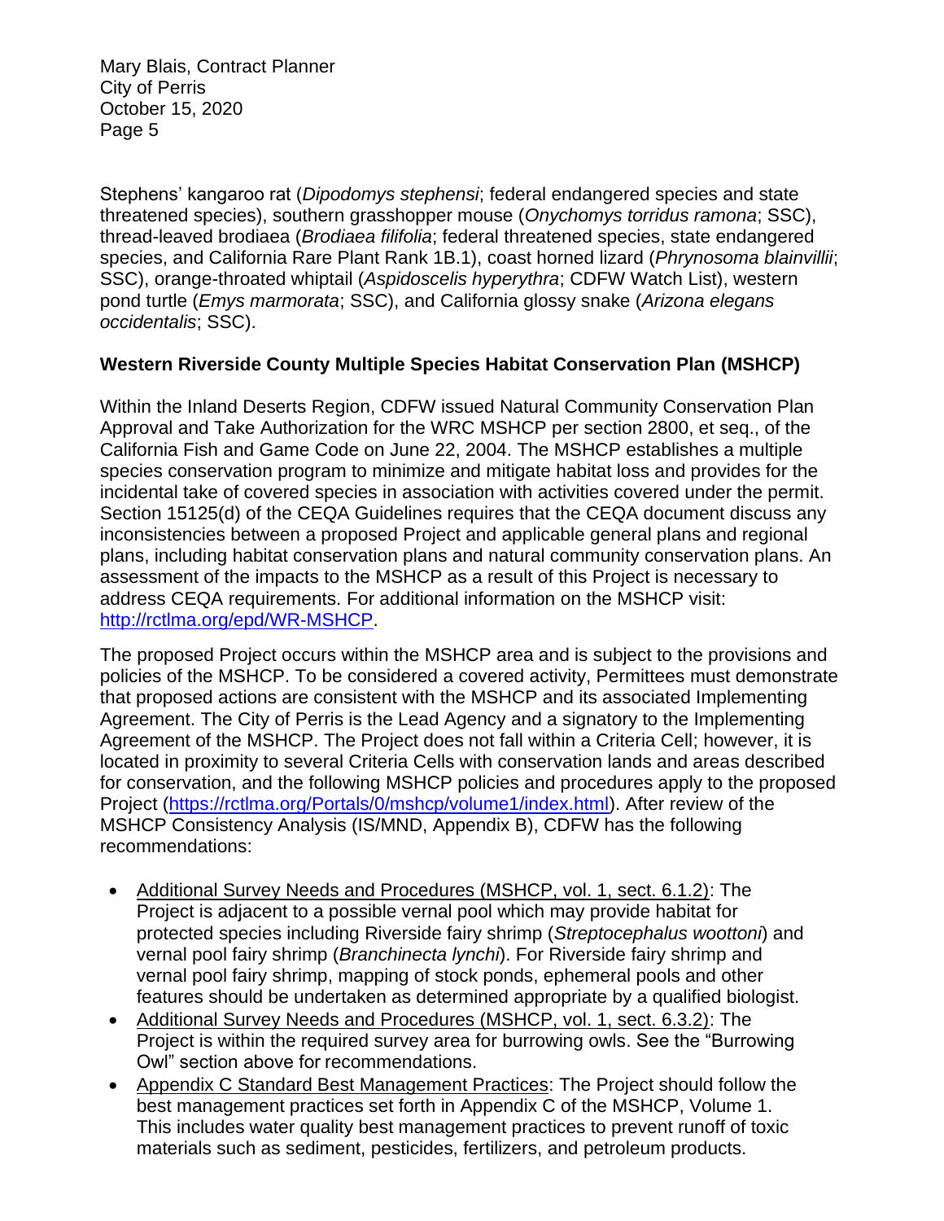Stephens' kangaroo rat (*Dipodomys stephensi*; federal endangered species and state threatened species), southern grasshopper mouse (*Onychomys torridus ramona*; SSC), thread-leaved brodiaea (*Brodiaea filifolia*; federal threatened species, state endangered species, and California Rare Plant Rank 1B.1), coast horned lizard (*Phrynosoma blainvillii*; SSC), orange-throated whiptail (*Aspidoscelis hyperythra*; CDFW Watch List), western pond turtle (*Emys marmorata*; SSC), and California glossy snake (*Arizona elegans occidentalis*; SSC).

**Western Riverside County Multiple Species Habitat Conservation Plan (MSHCP)**

Within the Inland Deserts Region, CDFW issued Natural Community Conservation Plan Approval and Take Authorization for the WRC MSHCP per section 2800, et seq., of the California Fish and Game Code on June 22, 2004. The MSHCP establishes a multiple species conservation program to minimize and mitigate habitat loss and provides for the incidental take of covered species in association with activities covered under the permit. Section 15125(d) of the CEQA Guidelines requires that the CEQA document discuss any inconsistencies between a proposed Project and applicable general plans and regional plans, including habitat conservation plans and natural community conservation plans. An assessment of the impacts to the MSHCP as a result of this Project is necessary to address CEQA requirements. For additional information on the MSHCP visit: [http://rctlma.org/epd/WR-MSHCP](http://rctlma.org/epd/WR-MSHCP).

The proposed Project occurs within the MSHCP area and is subject to the provisions and policies of the MSHCP. To be considered a covered activity, Permittees must demonstrate that proposed actions are consistent with the MSHCP and its associated Implementing Agreement. The City of Perris is the Lead Agency and a signatory to the Implementing Agreement of the MSHCP. The Project does not fall within a Criteria Cell; however, it is located in proximity to several Criteria Cells with conservation lands and areas described for conservation, and the following MSHCP policies and procedures apply to the proposed Project ([https://rctlma.org/Portals/0/mshcp/volume1/index.html](https://rctlma.org/Portals/0/mshcp/volume1/index.html)). After review of the MSHCP Consistency Analysis (IS/MND, Appendix B), CDFW has the following recommendations:

- Additional Survey Needs and Procedures (MSHCP, vol. 1, sect. 6.1.2): The Project is adjacent to a possible vernal pool which may provide habitat for protected species including Riverside fairy shrimp (*Streptocephalus woottoni*) and vernal pool fairy shrimp (*Branchinecta lynchi*). For Riverside fairy shrimp and vernal pool fairy shrimp, mapping of stock ponds, ephemeral pools and other features should be undertaken as determined appropriate by a qualified biologist.
- Additional Survey Needs and Procedures (MSHCP, vol. 1, sect. 6.3.2): The Project is within the required survey area for burrowing owls. See the "Burrowing Owl" section above for recommendations.
- Appendix C Standard Best Management Practices: The Project should follow the best management practices set forth in Appendix C of the MSHCP, Volume 1. This includes water quality best management practices to prevent runoff of toxic materials such as sediment, pesticides, fertilizers, and petroleum products.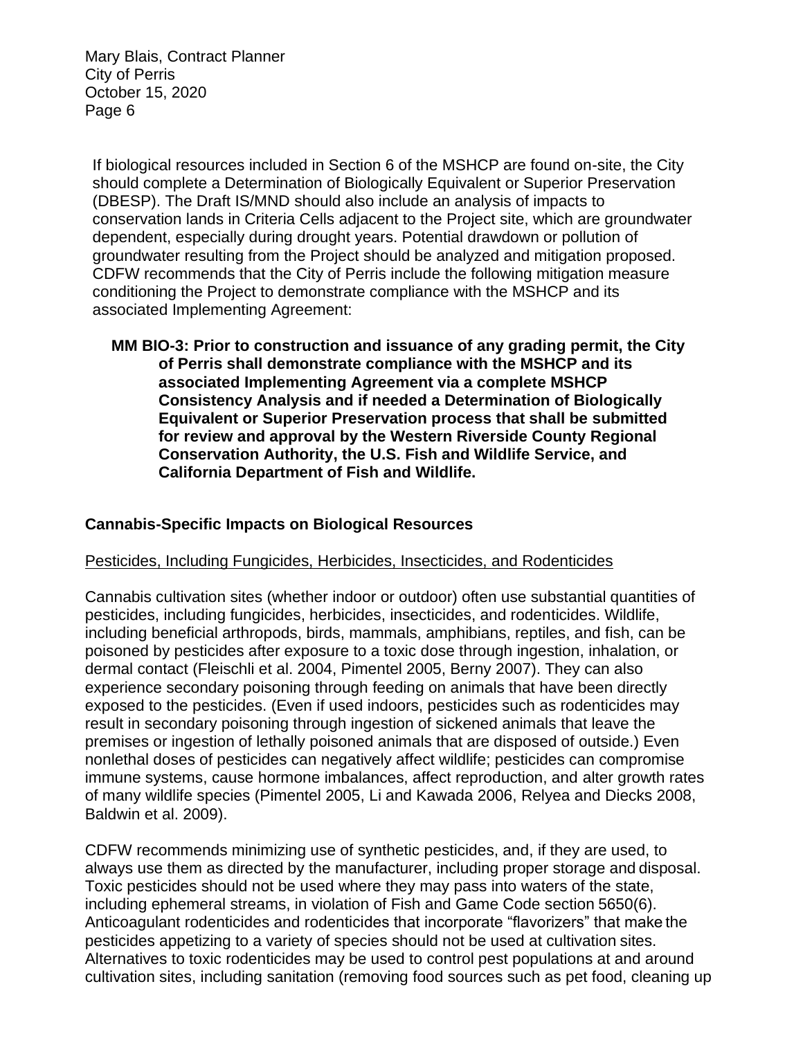If biological resources included in Section 6 of the MSHCP are found on-site, the City should complete a Determination of Biologically Equivalent or Superior Preservation (DBESP). The Draft IS/MND should also include an analysis of impacts to conservation lands in Criteria Cells adjacent to the Project site, which are groundwater dependent, especially during drought years. Potential drawdown or pollution of groundwater resulting from the Project should be analyzed and mitigation proposed. CDFW recommends that the City of Perris include the following mitigation measure conditioning the Project to demonstrate compliance with the MSHCP and its associated Implementing Agreement:

> **MM BIO-3: Prior to construction and issuance of any grading permit, the City of Perris shall demonstrate compliance with the MSHCP and its associated Implementing Agreement via a complete MSHCP Consistency Analysis and if needed a Determination of Biologically Equivalent or Superior Preservation process that shall be submitted for review and approval by the Western Riverside County Regional Conservation Authority, the U.S. Fish and Wildlife Service, and California Department of Fish and Wildlife.**

**Cannabis-Specific Impacts on Biological Resources**

Pesticides, Including Fungicides, Herbicides, Insecticides, and Rodenticides

Cannabis cultivation sites (whether indoor or outdoor) often use substantial quantities of pesticides, including fungicides, herbicides, insecticides, and rodenticides. Wildlife, including beneficial arthropods, birds, mammals, amphibians, reptiles, and fish, can be poisoned by pesticides after exposure to a toxic dose through ingestion, inhalation, or dermal contact (Fleischli et al. 2004, Pimentel 2005, Berny 2007). They can also experience secondary poisoning through feeding on animals that have been directly exposed to the pesticides. (Even if used indoors, pesticides such as rodenticides may result in secondary poisoning through ingestion of sickened animals that leave the premises or ingestion of lethally poisoned animals that are disposed of outside.) Even nonlethal doses of pesticides can negatively affect wildlife; pesticides can compromise immune systems, cause hormone imbalances, affect reproduction, and alter growth rates of many wildlife species (Pimentel 2005, Li and Kawada 2006, Relyea and Diecks 2008, Baldwin et al. 2009).

CDFW recommends minimizing use of synthetic pesticides, and, if they are used, to always use them as directed by the manufacturer, including proper storage and disposal. Toxic pesticides should not be used where they may pass into waters of the state, including ephemeral streams, in violation of Fish and Game Code section 5650(6). Anticoagulant rodenticides and rodenticides that incorporate "flavorizers" that make the pesticides appetizing to a variety of species should not be used at cultivation sites. Alternatives to toxic rodenticides may be used to control pest populations at and around cultivation sites, including sanitation (removing food sources such as pet food, cleaning up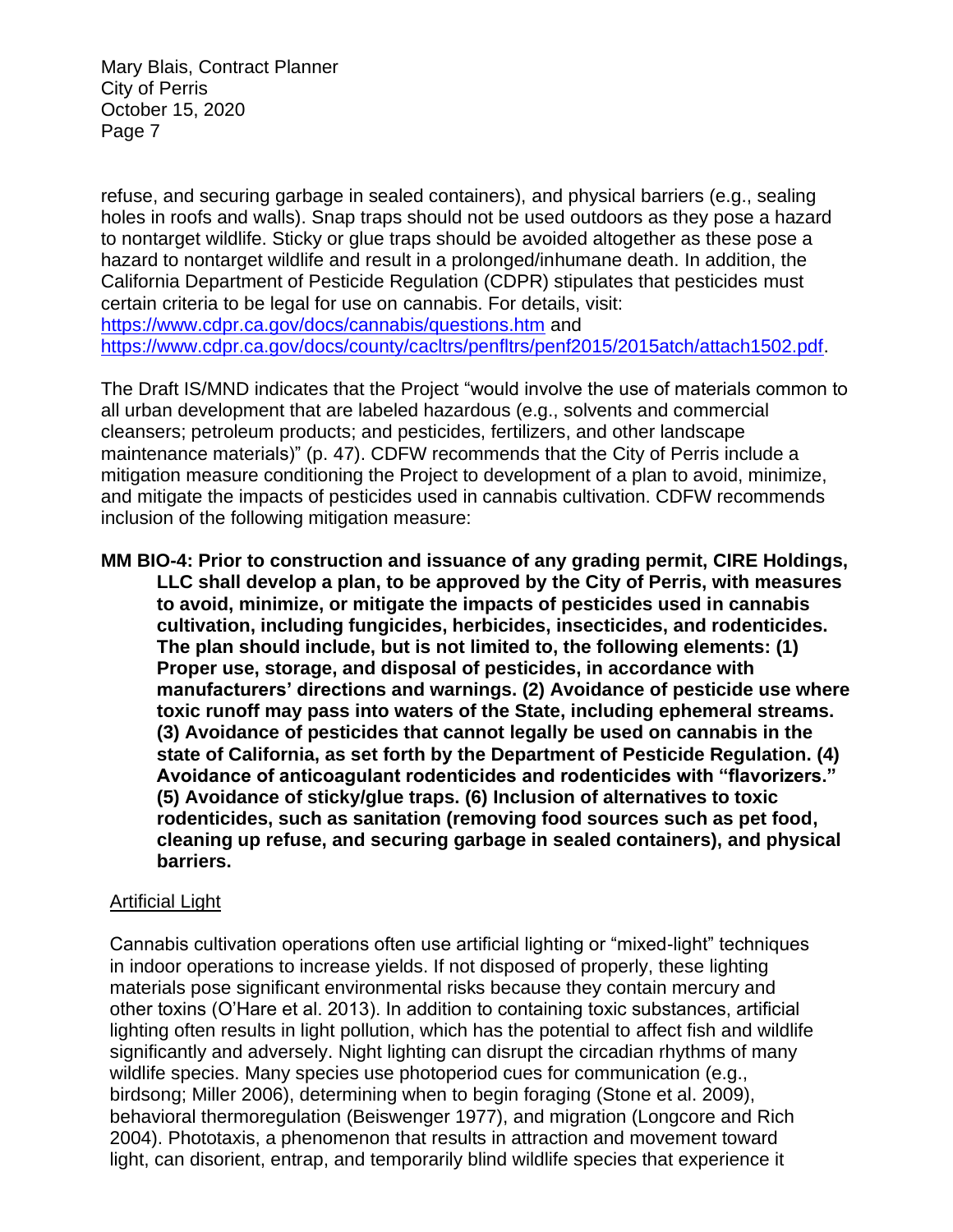refuse, and securing garbage in sealed containers), and physical barriers (e.g., sealing holes in roofs and walls). Snap traps should not be used outdoors as they pose a hazard to nontarget wildlife. Sticky or glue traps should be avoided altogether as these pose a hazard to nontarget wildlife and result in a prolonged/inhumane death. In addition, the California Department of Pesticide Regulation (CDPR) stipulates that pesticides must certain criteria to be legal for use on cannabis. For details, visit: https://www.cdpr.ca.gov/docs/cannabis/questions.htm and https://www.cdpr.ca.gov/docs/county/cacltrs/penfltrs/penf2015/2015atch/attach1502.pdf.

The Draft IS/MND indicates that the Project "would involve the use of materials common to all urban development that are labeled hazardous (e.g., solvents and commercial cleansers; petroleum products; and pesticides, fertilizers, and other landscape maintenance materials)" (p. 47). CDFW recommends that the City of Perris include a mitigation measure conditioning the Project to development of a plan to avoid, minimize, and mitigate the impacts of pesticides used in cannabis cultivation. CDFW recommends inclusion of the following mitigation measure:

**MM BIO-4: Prior to construction and issuance of any grading permit, CIRE Holdings, LLC shall develop a plan, to be approved by the City of Perris, with measures to avoid, minimize, or mitigate the impacts of pesticides used in cannabis cultivation, including fungicides, herbicides, insecticides, and rodenticides. The plan should include, but is not limited to, the following elements: (1) Proper use, storage, and disposal of pesticides, in accordance with manufacturers' directions and warnings. (2) Avoidance of pesticide use where toxic runoff may pass into waters of the State, including ephemeral streams. (3) Avoidance of pesticides that cannot legally be used on cannabis in the state of California, as set forth by the Department of Pesticide Regulation. (4) Avoidance of anticoagulant rodenticides and rodenticides with "flavorizers." (5) Avoidance of sticky/glue traps. (6) Inclusion of alternatives to toxic rodenticides, such as sanitation (removing food sources such as pet food, cleaning up refuse, and securing garbage in sealed containers), and physical barriers.**

<u>Artificial Light</u>

Cannabis cultivation operations often use artificial lighting or "mixed-light" techniques in indoor operations to increase yields. If not disposed of properly, these lighting materials pose significant environmental risks because they contain mercury and other toxins (O'Hare et al. 2013). In addition to containing toxic substances, artificial lighting often results in light pollution, which has the potential to affect fish and wildlife significantly and adversely. Night lighting can disrupt the circadian rhythms of many wildlife species. Many species use photoperiod cues for communication (e.g., birdsong; Miller 2006), determining when to begin foraging (Stone et al. 2009), behavioral thermoregulation (Beiswenger 1977), and migration (Longcore and Rich 2004). Phototaxis, a phenomenon that results in attraction and movement toward light, can disorient, entrap, and temporarily blind wildlife species that experience it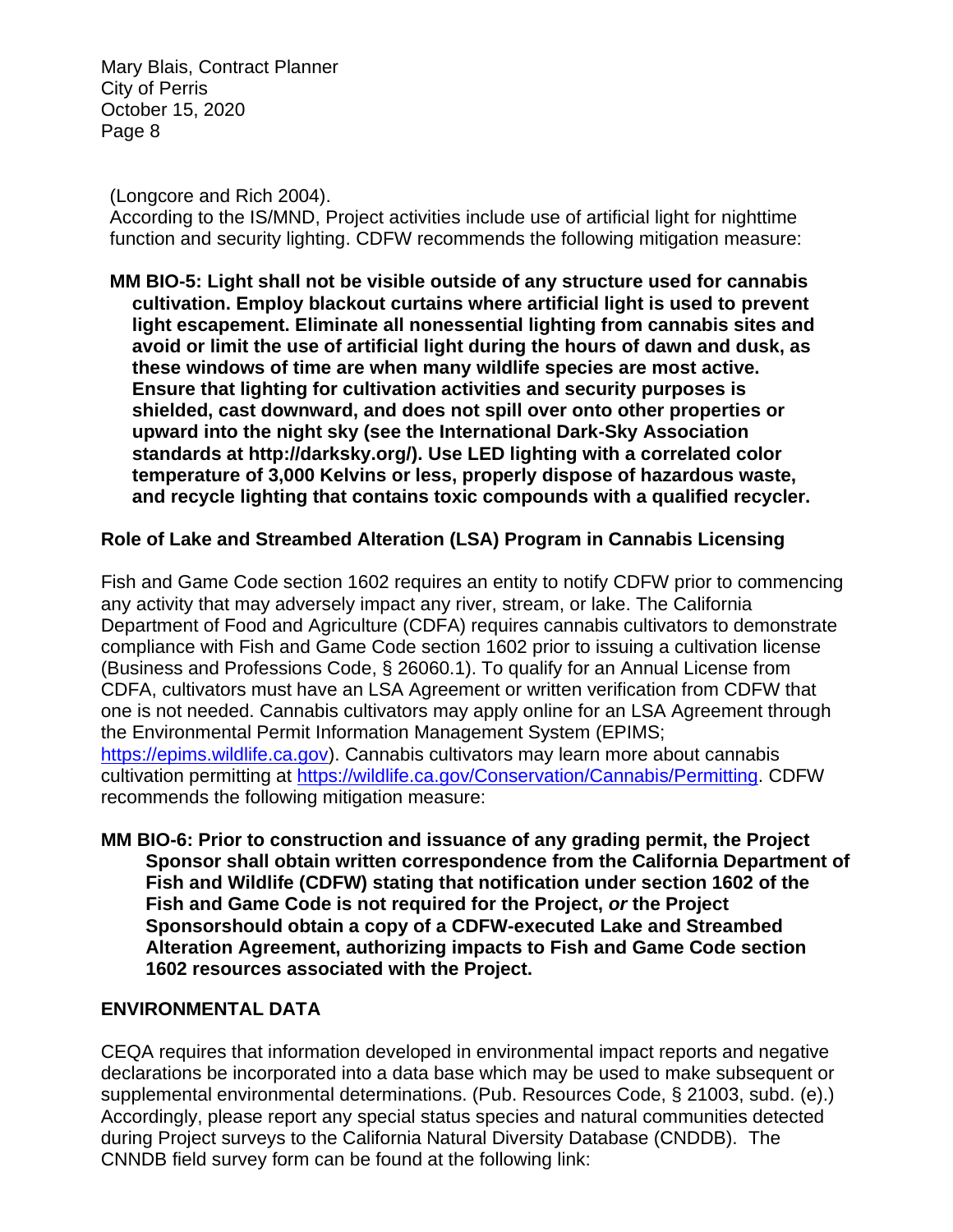(Longcore and Rich 2004).

According to the IS/MND, Project activities include use of artificial light for nighttime function and security lighting. CDFW recommends the following mitigation measure:

**MM BIO-5: Light shall not be visible outside of any structure used for cannabis cultivation. Employ blackout curtains where artificial light is used to prevent light escapement. Eliminate all nonessential lighting from cannabis sites and avoid or limit the use of artificial light during the hours of dawn and dusk, as these windows of time are when many wildlife species are most active. Ensure that lighting for cultivation activities and security purposes is shielded, cast downward, and does not spill over onto other properties or upward into the night sky (see the International Dark-Sky Association standards at http://darksky.org/). Use LED lighting with a correlated color temperature of 3,000 Kelvins or less, properly dispose of hazardous waste, and recycle lighting that contains toxic compounds with a qualified recycler.**

**Role of Lake and Streambed Alteration (LSA) Program in Cannabis Licensing**

Fish and Game Code section 1602 requires an entity to notify CDFW prior to commencing any activity that may adversely impact any river, stream, or lake. The California Department of Food and Agriculture (CDFA) requires cannabis cultivators to demonstrate compliance with Fish and Game Code section 1602 prior to issuing a cultivation license (Business and Professions Code, § 26060.1). To qualify for an Annual License from CDFA, cultivators must have an LSA Agreement or written verification from CDFW that one is not needed. Cannabis cultivators may apply online for an LSA Agreement through the Environmental Permit Information Management System (EPIMS; https://epims.wildlife.ca.gov). Cannabis cultivators may learn more about cannabis cultivation permitting at https://wildlife.ca.gov/Conservation/Cannabis/Permitting. CDFW recommends the following mitigation measure:

**MM BIO-6: Prior to construction and issuance of any grading permit, the Project Sponsor shall obtain written correspondence from the California Department of Fish and Wildlife (CDFW) stating that notification under section 1602 of the Fish and Game Code is not required for the Project, *or* the Project Sponsorshould obtain a copy of a CDFW-executed Lake and Streambed Alteration Agreement, authorizing impacts to Fish and Game Code section 1602 resources associated with the Project.**

**ENVIRONMENTAL DATA**

CEQA requires that information developed in environmental impact reports and negative declarations be incorporated into a data base which may be used to make subsequent or supplemental environmental determinations. (Pub. Resources Code, § 21003, subd. (e).) Accordingly, please report any special status species and natural communities detected during Project surveys to the California Natural Diversity Database (CNDDB). The CNNDB field survey form can be found at the following link: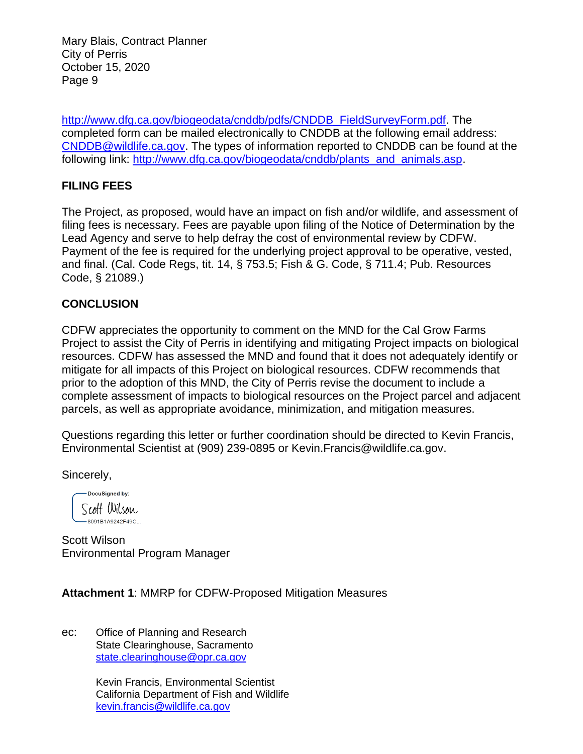http://www.dfg.ca.gov/biogeodata/cnddb/pdfs/CNDDB_FieldSurveyForm.pdf. The completed form can be mailed electronically to CNDDB at the following email address: CNDDB@wildlife.ca.gov. The types of information reported to CNDDB can be found at the following link: http://www.dfg.ca.gov/biogeodata/cnddb/plants_and_animals.asp.

## FILING FEES

The Project, as proposed, would have an impact on fish and/or wildlife, and assessment of filing fees is necessary. Fees are payable upon filing of the Notice of Determination by the Lead Agency and serve to help defray the cost of environmental review by CDFW. Payment of the fee is required for the underlying project approval to be operative, vested, and final. (Cal. Code Regs, tit. 14, § 753.5; Fish & G. Code, § 711.4; Pub. Resources Code, § 21089.)

## CONCLUSION

CDFW appreciates the opportunity to comment on the MND for the Cal Grow Farms Project to assist the City of Perris in identifying and mitigating Project impacts on biological resources. CDFW has assessed the MND and found that it does not adequately identify or mitigate for all impacts of this Project on biological resources. CDFW recommends that prior to the adoption of this MND, the City of Perris revise the document to include a complete assessment of impacts to biological resources on the Project parcel and adjacent parcels, as well as appropriate avoidance, minimization, and mitigation measures.

Questions regarding this letter or further coordination should be directed to Kevin Francis, Environmental Scientist at (909) 239-0895 or Kevin.Francis@wildlife.ca.gov.

Sincerely,

DocuSigned by:
Scott Wilson
8091B1A9242F49C...

Scott Wilson
Environmental Program Manager

**Attachment 1**: MMRP for CDFW-Proposed Mitigation Measures

ec: Office of Planning and Research
State Clearinghouse, Sacramento
state.clearinghouse@opr.ca.gov

Kevin Francis, Environmental Scientist
California Department of Fish and Wildlife
kevin.francis@wildlife.ca.gov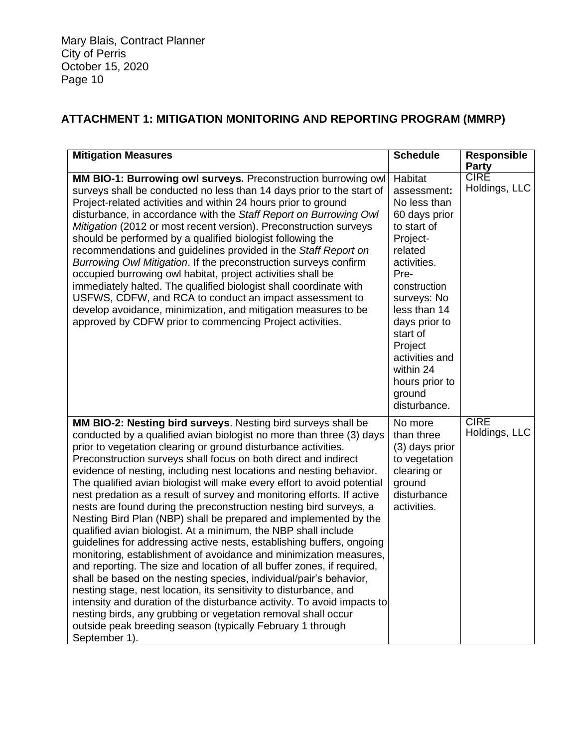Mary Blais, Contract Planner
City of Perris
October 15, 2020

## ATTACHMENT 1: MITIGATION MONITORING AND REPORTING PROGRAM (MMRP)

| Mitigation Measures | Schedule | Responsible Party |
|---|---|---|
| **MM BIO-1: Burrowing owl surveys.** Preconstruction burrowing owl surveys shall be conducted no less than 14 days prior to the start of Project-related activities and within 24 hours prior to ground disturbance, in accordance with the *Staff Report on Burrowing Owl Mitigation* (2012 or most recent version). Preconstruction surveys should be performed by a qualified biologist following the recommendations and guidelines provided in the *Staff Report on Burrowing Owl Mitigation*. If the preconstruction surveys confirm occupied burrowing owl habitat, project activities shall be immediately halted. The qualified biologist shall coordinate with USFWS, CDFW, and RCA to conduct an impact assessment to develop avoidance, minimization, and mitigation measures to be approved by CDFW prior to commencing Project activities. | Habitat assessment**:** No less than 60 days prior to start of Project-related activities. Pre-construction surveys: No less than 14 days prior to start of Project activities and within 24 hours prior to ground disturbance. | CIRE Holdings, LLC |
| **MM BIO-2: Nesting bird surveys**. Nesting bird surveys shall be conducted by a qualified avian biologist no more than three (3) days prior to vegetation clearing or ground disturbance activities. Preconstruction surveys shall focus on both direct and indirect evidence of nesting, including nest locations and nesting behavior. The qualified avian biologist will make every effort to avoid potential nest predation as a result of survey and monitoring efforts. If active nests are found during the preconstruction nesting bird surveys, a Nesting Bird Plan (NBP) shall be prepared and implemented by the qualified avian biologist. At a minimum, the NBP shall include guidelines for addressing active nests, establishing buffers, ongoing monitoring, establishment of avoidance and minimization measures, and reporting. The size and location of all buffer zones, if required, shall be based on the nesting species, individual/pair's behavior, nesting stage, nest location, its sensitivity to disturbance, and intensity and duration of the disturbance activity. To avoid impacts to nesting birds, any grubbing or vegetation removal shall occur outside peak breeding season (typically February 1 through September 1). | No more than three (3) days prior to vegetation clearing or ground disturbance activities. | CIRE Holdings, LLC |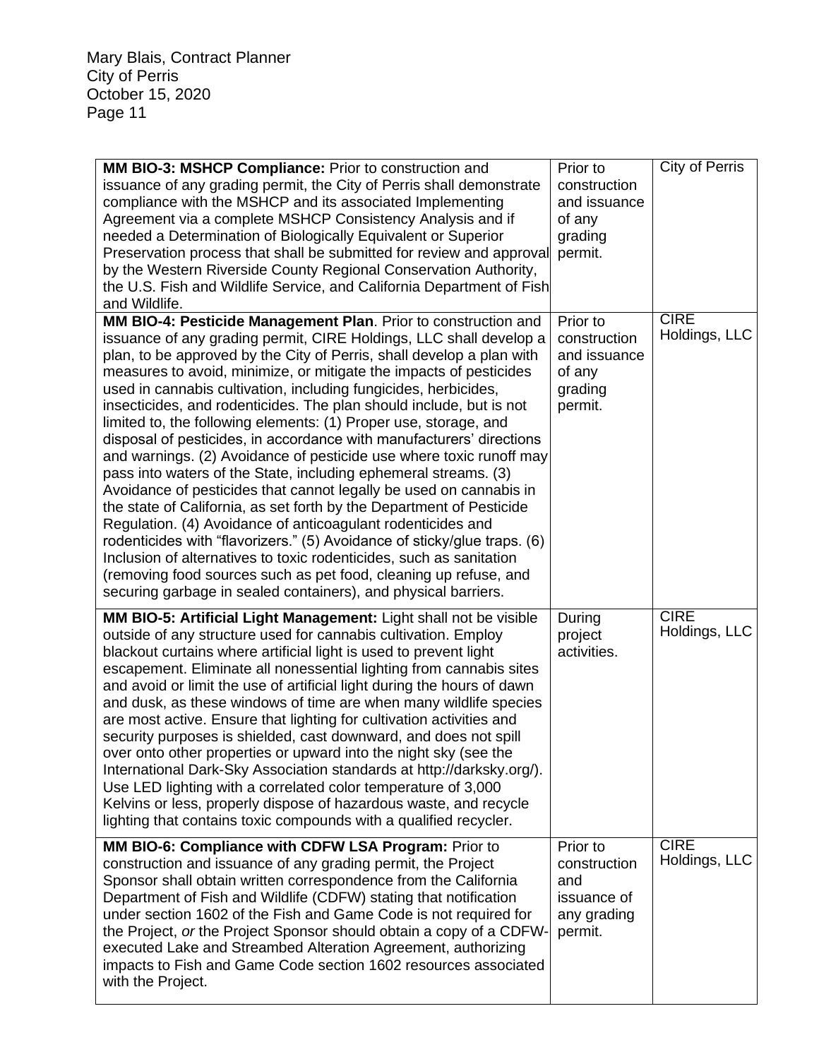Mary Blais, Contract Planner
City of Perris
October 15, 2020

| | | |
|---|---|---|
| **MM BIO-3: MSHCP Compliance:** Prior to construction and issuance of any grading permit, the City of Perris shall demonstrate compliance with the MSHCP and its associated Implementing Agreement via a complete MSHCP Consistency Analysis and if needed a Determination of Biologically Equivalent or Superior Preservation process that shall be submitted for review and approval by the Western Riverside County Regional Conservation Authority, the U.S. Fish and Wildlife Service, and California Department of Fish and Wildlife. | Prior to construction and issuance of any grading permit. | City of Perris |
| **MM BIO-4: Pesticide Management Plan**. Prior to construction and issuance of any grading permit, CIRE Holdings, LLC shall develop a plan, to be approved by the City of Perris, shall develop a plan with measures to avoid, minimize, or mitigate the impacts of pesticides used in cannabis cultivation, including fungicides, herbicides, insecticides, and rodenticides. The plan should include, but is not limited to, the following elements: (1) Proper use, storage, and disposal of pesticides, in accordance with manufacturers' directions and warnings. (2) Avoidance of pesticide use where toxic runoff may pass into waters of the State, including ephemeral streams. (3) Avoidance of pesticides that cannot legally be used on cannabis in the state of California, as set forth by the Department of Pesticide Regulation. (4) Avoidance of anticoagulant rodenticides and rodenticides with "flavorizers." (5) Avoidance of sticky/glue traps. (6) Inclusion of alternatives to toxic rodenticides, such as sanitation (removing food sources such as pet food, cleaning up refuse, and securing garbage in sealed containers), and physical barriers. | Prior to construction and issuance of any grading permit. | CIRE Holdings, LLC |
| **MM BIO-5: Artificial Light Management:** Light shall not be visible outside of any structure used for cannabis cultivation. Employ blackout curtains where artificial light is used to prevent light escapement. Eliminate all nonessential lighting from cannabis sites and avoid or limit the use of artificial light during the hours of dawn and dusk, as these windows of time are when many wildlife species are most active. Ensure that lighting for cultivation activities and security purposes is shielded, cast downward, and does not spill over onto other properties or upward into the night sky (see the International Dark-Sky Association standards at http://darksky.org/). Use LED lighting with a correlated color temperature of 3,000 Kelvins or less, properly dispose of hazardous waste, and recycle lighting that contains toxic compounds with a qualified recycler. | During project activities. | CIRE Holdings, LLC |
| **MM BIO-6: Compliance with CDFW LSA Program:** Prior to construction and issuance of any grading permit, the Project Sponsor shall obtain written correspondence from the California Department of Fish and Wildlife (CDFW) stating that notification under section 1602 of the Fish and Game Code is not required for the Project, *or* the Project Sponsor should obtain a copy of a CDFW-executed Lake and Streambed Alteration Agreement, authorizing impacts to Fish and Game Code section 1602 resources associated with the Project. | Prior to construction and issuance of any grading permit. | CIRE Holdings, LLC |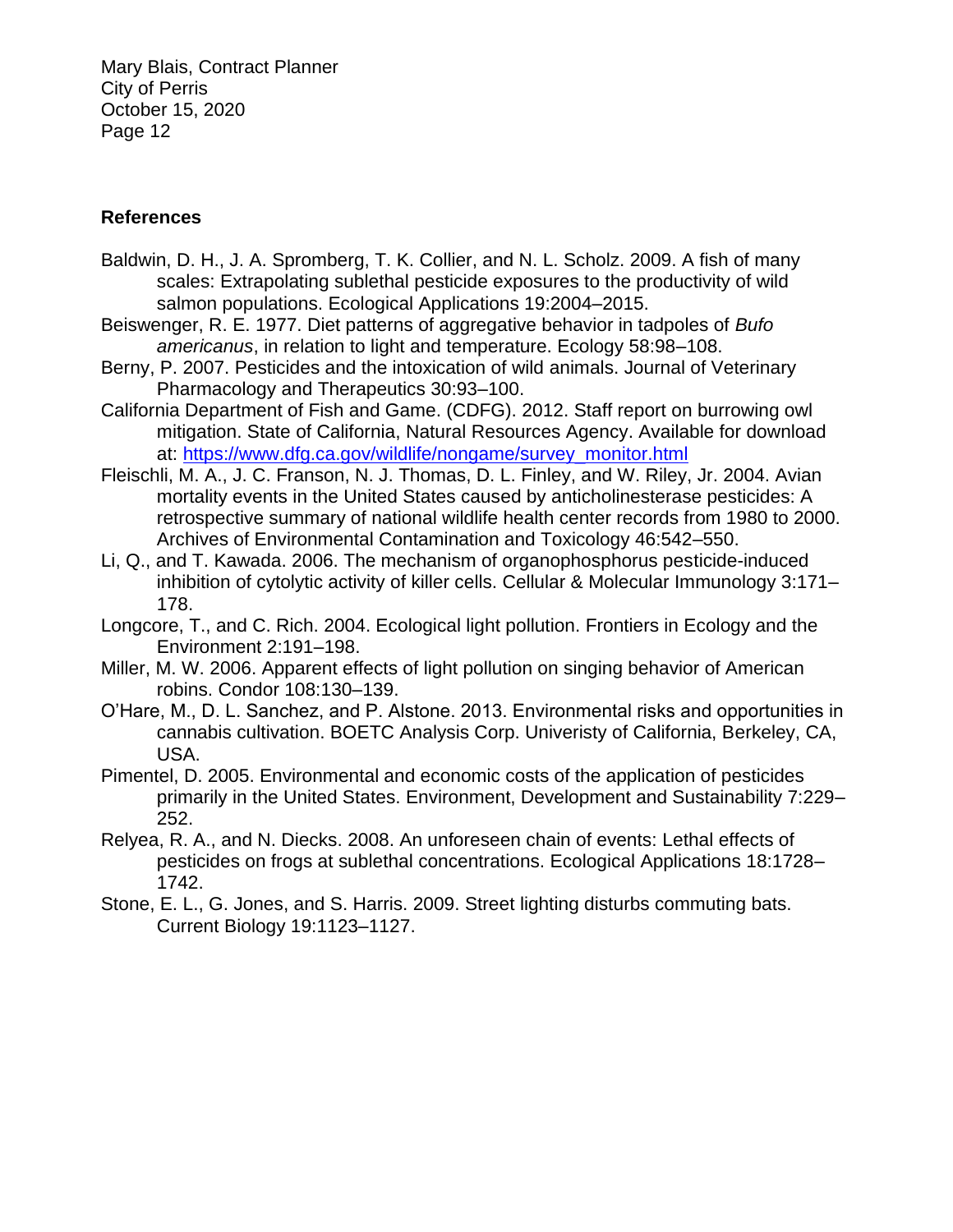## References

Baldwin, D. H., J. A. Spromberg, T. K. Collier, and N. L. Scholz. 2009. A fish of many scales: Extrapolating sublethal pesticide exposures to the productivity of wild salmon populations. Ecological Applications 19:2004–2015.

Beiswenger, R. E. 1977. Diet patterns of aggregative behavior in tadpoles of *Bufo americanus*, in relation to light and temperature. Ecology 58:98–108.

Berny, P. 2007. Pesticides and the intoxication of wild animals. Journal of Veterinary Pharmacology and Therapeutics 30:93–100.

California Department of Fish and Game. (CDFG). 2012. Staff report on burrowing owl mitigation. State of California, Natural Resources Agency. Available for download at: https://www.dfg.ca.gov/wildlife/nongame/survey_monitor.html

Fleischli, M. A., J. C. Franson, N. J. Thomas, D. L. Finley, and W. Riley, Jr. 2004. Avian mortality events in the United States caused by anticholinesterase pesticides: A retrospective summary of national wildlife health center records from 1980 to 2000. Archives of Environmental Contamination and Toxicology 46:542–550.

Li, Q., and T. Kawada. 2006. The mechanism of organophosphorus pesticide-induced inhibition of cytolytic activity of killer cells. Cellular & Molecular Immunology 3:171–178.

Longcore, T., and C. Rich. 2004. Ecological light pollution. Frontiers in Ecology and the Environment 2:191–198.

Miller, M. W. 2006. Apparent effects of light pollution on singing behavior of American robins. Condor 108:130–139.

O'Hare, M., D. L. Sanchez, and P. Alstone. 2013. Environmental risks and opportunities in cannabis cultivation. BOETC Analysis Corp. Univeristy of California, Berkeley, CA, USA.

Pimentel, D. 2005. Environmental and economic costs of the application of pesticides primarily in the United States. Environment, Development and Sustainability 7:229–252.

Relyea, R. A., and N. Diecks. 2008. An unforeseen chain of events: Lethal effects of pesticides on frogs at sublethal concentrations. Ecological Applications 18:1728–1742.

Stone, E. L., G. Jones, and S. Harris. 2009. Street lighting disturbs commuting bats. Current Biology 19:1123–1127.